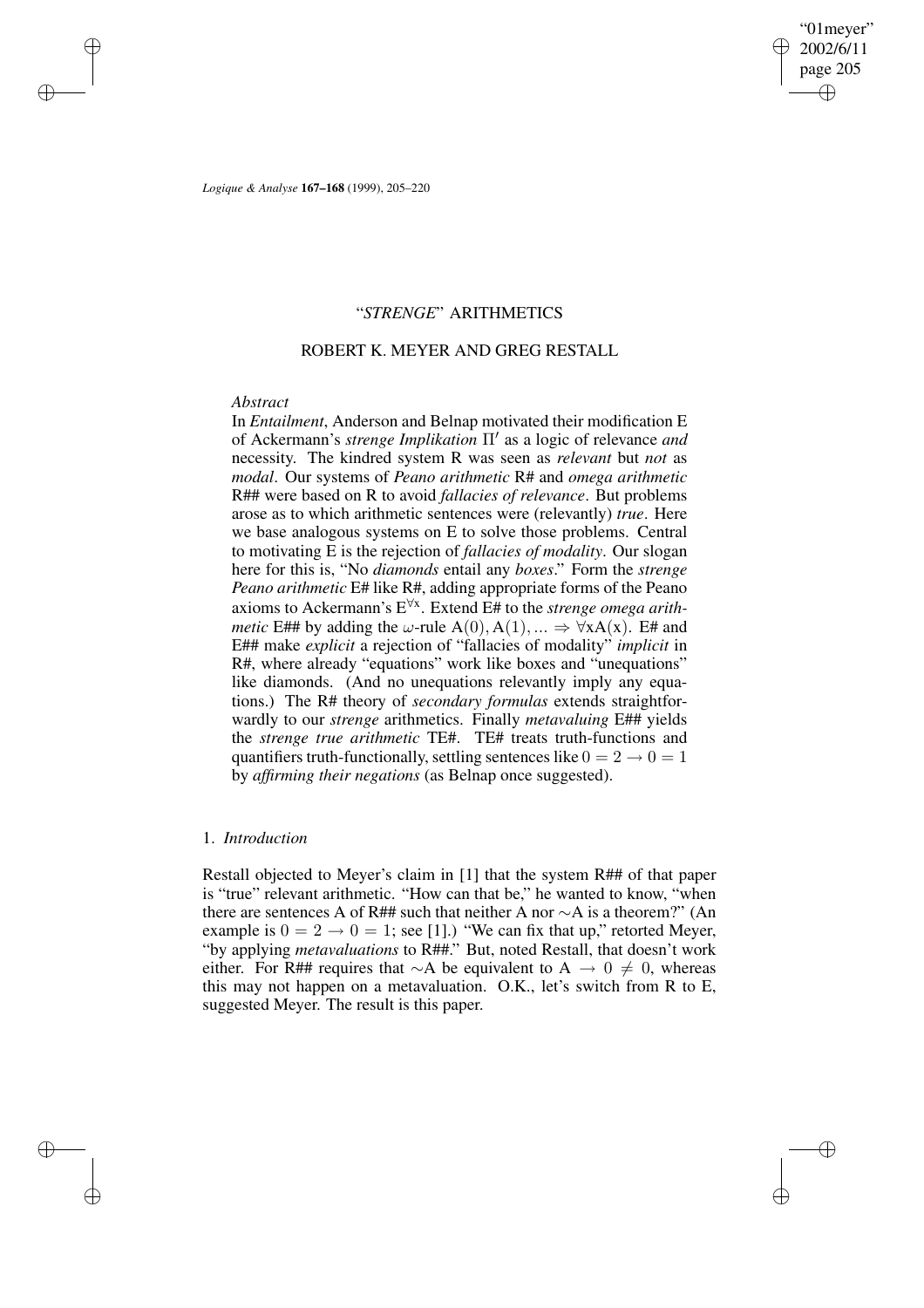# “*STRENGE*” ARITHMETICS

## ROBERT K. MEYER AND GREG RESTALL

### *Abstract*

In *Entailment*, Anderson and Belnap motivated their modification E of Ackermann’s *strenge Implikation* $\Pi'$ as a logic of relevance *and* necessity. The kindred system R was seen as *relevant* but *not* as *modal*. Our systems of *Peano arithmetic* R# and *omega arithmetic* R## were based on R to avoid *fallacies of relevance*. But problems arose as to which arithmetic sentences were (relevantly) *true*. Here we base analogous systems on E to solve those problems. Central to motivating E is the rejection of *fallacies of modality*. Our slogan here for this is, “No *diamonds* entail any *boxes*.” Form the *strenge Peano arithmetic* E# like R#, adding appropriate forms of the Peano axioms to Ackermann’s $E^{\forall x}$. Extend E# to the *strenge omega arithmetic* E## by adding the $\omega$-rule $A(0), A(1), ... \Rightarrow \forall x A(x)$. E# and E## make *explicit* a rejection of “fallacies of modality” *implicit* in R#, where already “equations” work like boxes and “unequations” like diamonds. (And no unequations relevantly imply any equations.) The R# theory of *secondary formulas* extends straightforwardly to our *strenge* arithmetics. Finally *metavaluing* E## yields the *strenge true arithmetic* TE#. TE# treats truth-functions and quantifiers truth-functionally, settling sentences like $0 = 2 \rightarrow 0 = 1$ by *affirming their negations* (as Belnap once suggested).

## 1. *Introduction*

Restall objected to Meyer’s claim in [1] that the system R## of that paper is “true” relevant arithmetic. “How can that be,” he wanted to know, “when there are sentences A of R## such that neither A nor $\sim$A is a theorem?” (An example is $0 = 2 \rightarrow 0 = 1$; see [1].) “We can fix that up,” retorted Meyer, “by applying *metavaluations* to R##.” But, noted Restall, that doesn’t work either. For R## requires that $\sim$A be equivalent to $A \rightarrow 0 \neq 0$, whereas this may not happen on a metavaluation. O.K., let’s switch from R to E, suggested Meyer. The result is this paper.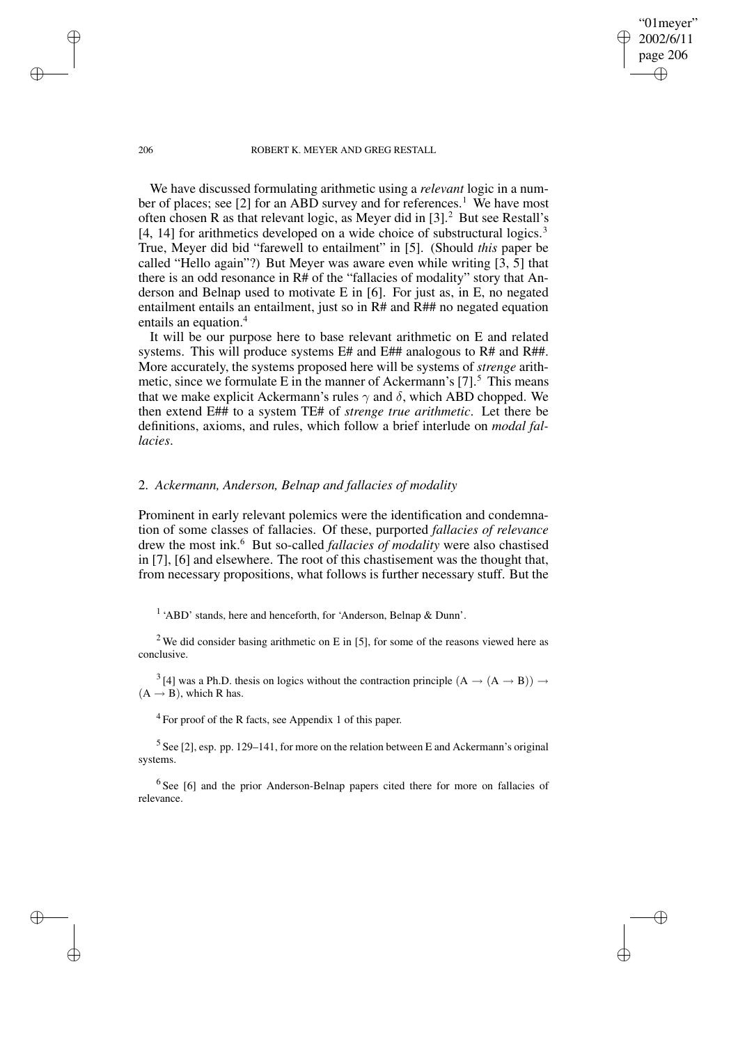We have discussed formulating arithmetic using a *relevant* logic in a number of places; see [2] for an ABD survey and for references.[1] We have most often chosen R as that relevant logic, as Meyer did in [3].[2] But see Restall's [4, 14] for arithmetics developed on a wide choice of substructural logics.[3] True, Meyer did bid "farewell to entailment" in [5]. (Should *this* paper be called "Hello again"?) But Meyer was aware even while writing [3, 5] that there is an odd resonance in R# of the "fallacies of modality" story that Anderson and Belnap used to motivate E in [6]. For just as, in E, no negated entailment entails an entailment, just so in R# and R## no negated equation entails an equation.[4]

It will be our purpose here to base relevant arithmetic on E and related systems. This will produce systems E# and E## analogous to R# and R##. More accurately, the systems proposed here will be systems of *strenge* arithmetic, since we formulate E in the manner of Ackermann's [7].[5] This means that we make explicit Ackermann's rules $\gamma$ and $\delta$, which ABD chopped. We then extend E## to a system TE# of *strenge true arithmetic*. Let there be definitions, axioms, and rules, which follow a brief interlude on *modal fallacies*.

## 2. *Ackermann, Anderson, Belnap and fallacies of modality*

Prominent in early relevant polemics were the identification and condemnation of some classes of fallacies. Of these, purported *fallacies of relevance* drew the most ink.[6] But so-called *fallacies of modality* were also chastised in [7], [6] and elsewhere. The root of this chastisement was the thought that, from necessary propositions, what follows is further necessary stuff. But the

---

[1] 'ABD' stands, here and henceforth, for 'Anderson, Belnap & Dunn'.

[2] We did consider basing arithmetic on E in [5], for some of the reasons viewed here as conclusive.

[3] [4] was a Ph.D. thesis on logics without the contraction principle $(A \to (A \to B)) \to (A \to B)$, which R has.

[4] For proof of the R facts, see Appendix 1 of this paper.

[5] See [2], esp. pp. 129–141, for more on the relation between E and Ackermann's original systems.

[6] See [6] and the prior Anderson-Belnap papers cited there for more on fallacies of relevance.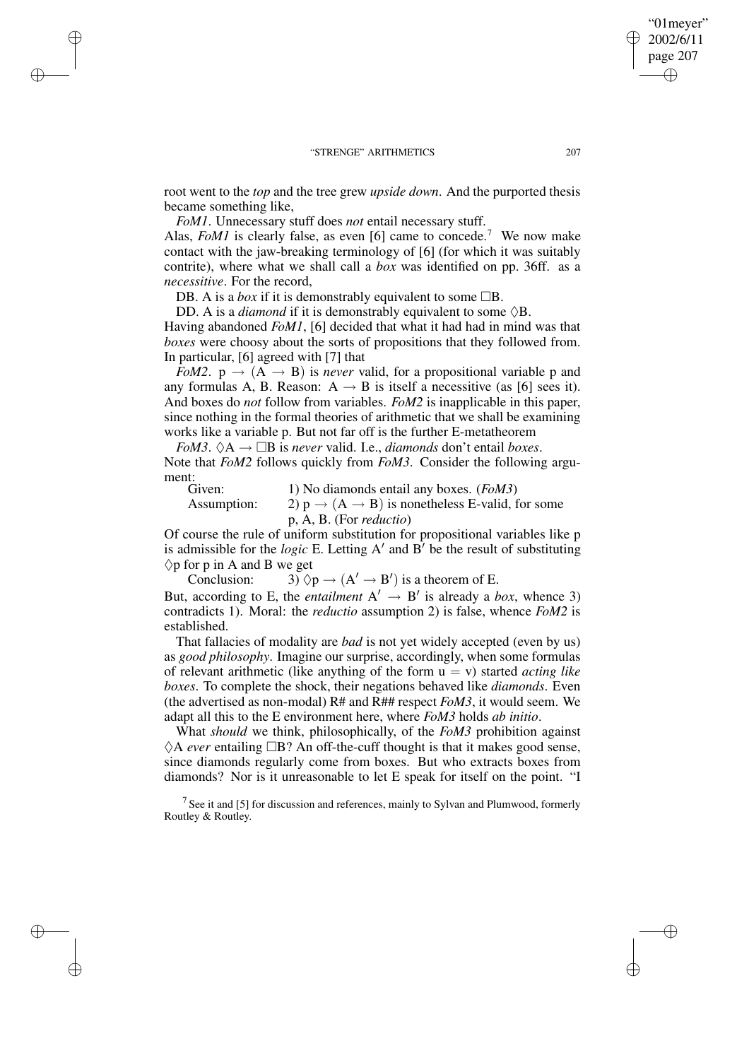root went to the *top* and the tree grew *upside down*. And the purported thesis became something like,

*FoM1*. Unnecessary stuff does *not* entail necessary stuff.

Alas, *FoM1* is clearly false, as even [6] came to concede.[7] We now make contact with the jaw-breaking terminology of [6] (for which it was suitably contrite), where what we shall call a *box* was identified on pp. 36ff. as a *necessitive*. For the record,

DB. A is a *box* if it is demonstrably equivalent to some $\Box$B.

DD. A is a *diamond* if it is demonstrably equivalent to some $\Diamond$B.

Having abandoned *FoM1*, [6] decided that what it had had in mind was that *boxes* were choosy about the sorts of propositions that they followed from. In particular, [6] agreed with [7] that

*FoM2*. $p \rightarrow (A \rightarrow B)$ is *never* valid, for a propositional variable p and any formulas A, B. Reason: $A \rightarrow B$ is itself a necessitive (as [6] sees it). And boxes do *not* follow from variables. *FoM2* is inapplicable in this paper, since nothing in the formal theories of arithmetic that we shall be examining works like a variable p. But not far off is the further E-metatheorem

*FoM3*. $\Diamond A \rightarrow \Box B$ is *never* valid. I.e., *diamonds* don't entail *boxes*.

Note that *FoM2* follows quickly from *FoM3*. Consider the following argument:

Given: 1) No diamonds entail any boxes. (*FoM3*)

Assumption: 2) $p \rightarrow (A \rightarrow B)$ is nonetheless E-valid, for some p, A, B. (For *reductio*)

Of course the rule of uniform substitution for propositional variables like p is admissible for the *logic* E. Letting $A'$ and $B'$ be the result of substituting $\Diamond$p for p in A and B we get

Conclusion: 3) $\Diamond p \rightarrow (A' \rightarrow B')$ is a theorem of E.

But, according to E, the *entailment* $A' \rightarrow B'$ is already a *box*, whence 3) contradicts 1). Moral: the *reductio* assumption 2) is false, whence *FoM2* is established.

That fallacies of modality are *bad* is not yet widely accepted (even by us) as *good philosophy*. Imagine our surprise, accordingly, when some formulas of relevant arithmetic (like anything of the form $u = v$) started *acting like boxes*. To complete the shock, their negations behaved like *diamonds*. Even (the advertised as non-modal) R# and R## respect *FoM3*, it would seem. We adapt all this to the E environment here, where *FoM3* holds *ab initio*.

What *should* we think, philosophically, of the *FoM3* prohibition against $\Diamond$A *ever* entailing $\Box$B? An off-the-cuff thought is that it makes good sense, since diamonds regularly come from boxes. But who extracts boxes from diamonds? Nor is it unreasonable to let E speak for itself on the point. "I

[7] See it and [5] for discussion and references, mainly to Sylvan and Plumwood, formerly Routley & Routley.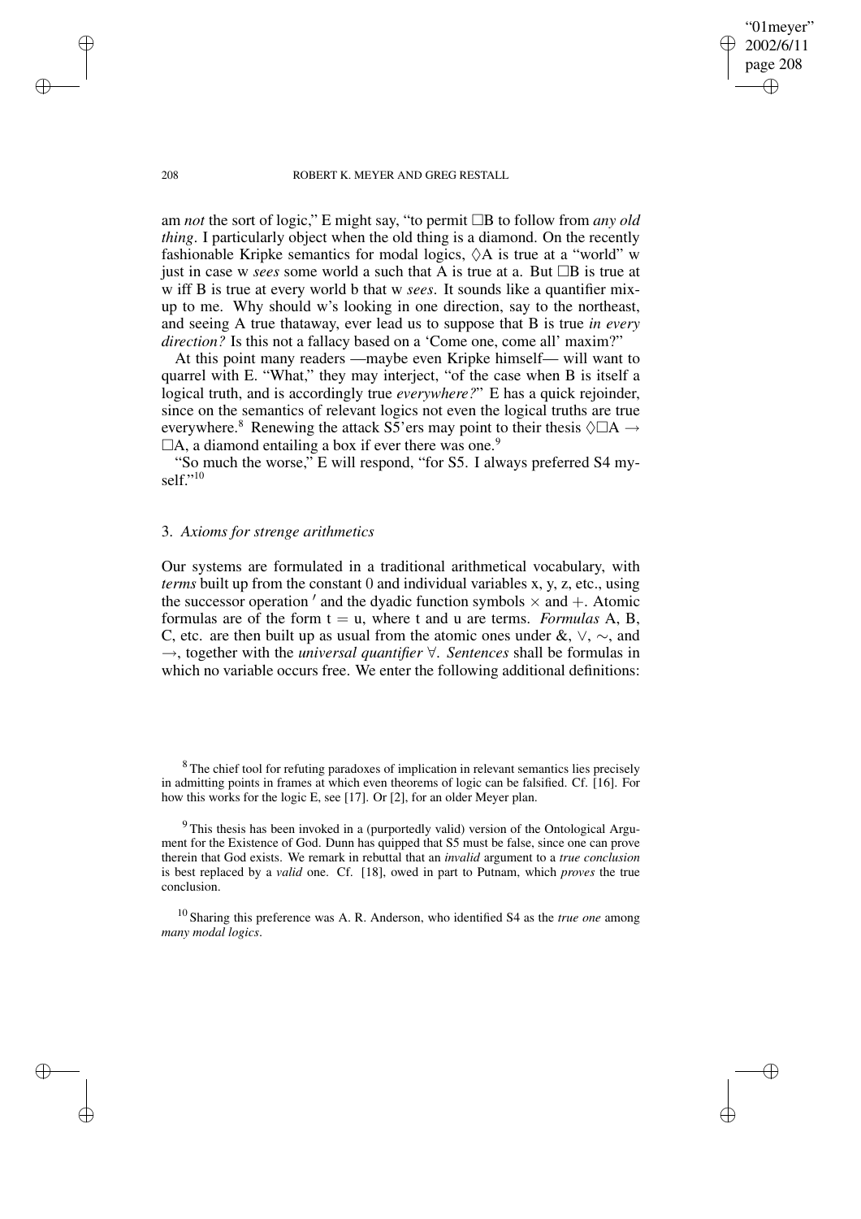am *not* the sort of logic," E might say, "to permit $\Box$B to follow from *any old thing*. I particularly object when the old thing is a diamond. On the recently fashionable Kripke semantics for modal logics, $\Diamond$A is true at a "world" w just in case w *sees* some world a such that A is true at a. But $\Box$B is true at w iff B is true at every world b that w *sees*. It sounds like a quantifier mix-up to me. Why should w's looking in one direction, say to the northeast, and seeing A true thataway, ever lead us to suppose that B is true *in every direction?* Is this not a fallacy based on a 'Come one, come all' maxim?"

At this point many readers —maybe even Kripke himself— will want to quarrel with E. "What," they may interject, "of the case when B is itself a logical truth, and is accordingly true *everywhere?*" E has a quick rejoinder, since on the semantics of relevant logics not even the logical truths are true everywhere.[8] Renewing the attack S5'ers may point to their thesis $\Diamond\Box A \rightarrow \Box A$, a diamond entailing a box if ever there was one.[9]

"So much the worse," E will respond, "for S5. I always preferred S4 myself."[10]

## 3. *Axioms for strenge arithmetics*

Our systems are formulated in a traditional arithmetical vocabulary, with *terms* built up from the constant 0 and individual variables x, y, z, etc., using the successor operation $'$ and the dyadic function symbols $\times$ and $+$. Atomic formulas are of the form $t = u$, where t and u are terms. *Formulas* A, B, C, etc. are then built up as usual from the atomic ones under &, $\vee$, $\sim$, and $\rightarrow$, together with the *universal quantifier* $\forall$. *Sentences* shall be formulas in which no variable occurs free. We enter the following additional definitions:

[8] The chief tool for refuting paradoxes of implication in relevant semantics lies precisely in admitting points in frames at which even theorems of logic can be falsified. Cf. [16]. For how this works for the logic E, see [17]. Or [2], for an older Meyer plan.

[9] This thesis has been invoked in a (purportedly valid) version of the Ontological Argument for the Existence of God. Dunn has quipped that S5 must be false, since one can prove therein that God exists. We remark in rebuttal that an *invalid* argument to a *true conclusion* is best replaced by a *valid* one. Cf. [18], owed in part to Putnam, which *proves* the true conclusion.

[10] Sharing this preference was A. R. Anderson, who identified S4 as the *true one* among *many modal logics*.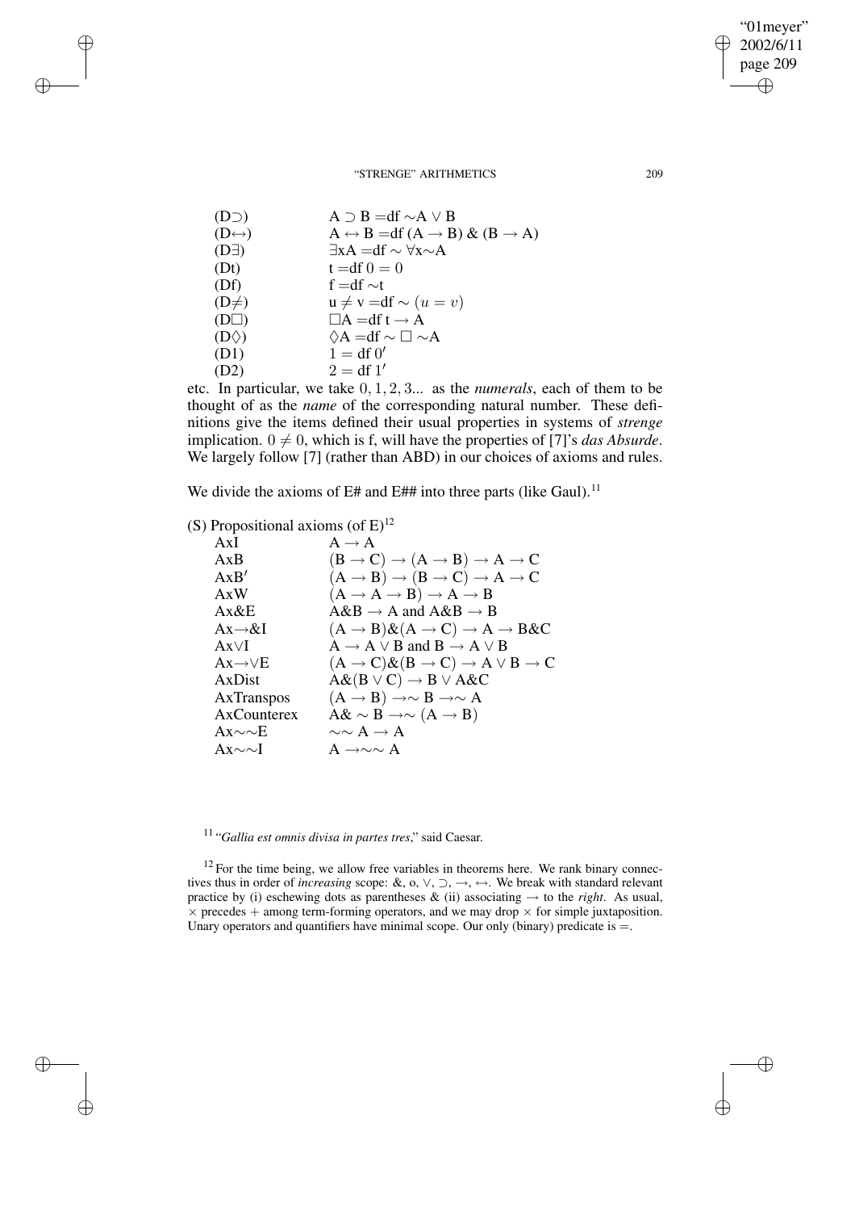| | |
|---|---|
| (D⊃) | A ⊃ B =df ∼A ∨ B |
| (D↔) | A ↔ B =df (A → B) & (B → A) |
| (D∃) | ∃xA =df ∼ ∀x∼A |
| (Dt) | t =df $0 = 0$ |
| (Df) | f =df ∼t |
| (D≠) | u ≠ v =df ∼ $(u = v)$ |
| (D□) | □A =df t → A |
| (D◊) | ◊A =df ∼ □ ∼A |
| (D1) | $1 =$ df $0'$ |
| (D2) | $2 =$ df $1'$ |

etc. In particular, we take $0, 1, 2, 3...$ as the *numerals*, each of them to be thought of as the *name* of the corresponding natural number. These definitions give the items defined their usual properties in systems of *strenge* implication. $0 \neq 0$, which is f, will have the properties of [7]'s *das Absurde*. We largely follow [7] (rather than ABD) in our choices of axioms and rules.

We divide the axioms of E# and E## into three parts (like Gaul).[11]

(S) Propositional axioms (of E)[12]

| | |
|---|---|
| AxI | A → A |
| AxB | (B → C) → (A → B) → A → C |
| AxB′ | (A → B) → (B → C) → A → C |
| AxW | (A → A → B) → A → B |
| Ax&E | A&B → A and A&B → B |
| Ax→&I | (A → B)&(A → C) → A → B&C |
| Ax∨I | A → A ∨ B and B → A ∨ B |
| Ax→∨E | (A → C)&(B → C) → A ∨ B → C |
| AxDist | A&(B ∨ C) → B ∨ A&C |
| AxTranspos | (A → B) →∼ B →∼ A |
| AxCounterex | A& ∼ B →∼ (A → B) |
| Ax∼∼E | ∼∼ A → A |
| Ax∼∼I | A →∼∼ A |

[11] "*Gallia est omnis divisa in partes tres*," said Caesar.

[12] For the time being, we allow free variables in theorems here. We rank binary connectives thus in order of *increasing* scope: &, o, ∨, ⊃, →, ↔. We break with standard relevant practice by (i) eschewing dots as parentheses & (ii) associating → to the *right*. As usual, × precedes + among term-forming operators, and we may drop × for simple juxtaposition. Unary operators and quantifiers have minimal scope. Our only (binary) predicate is =.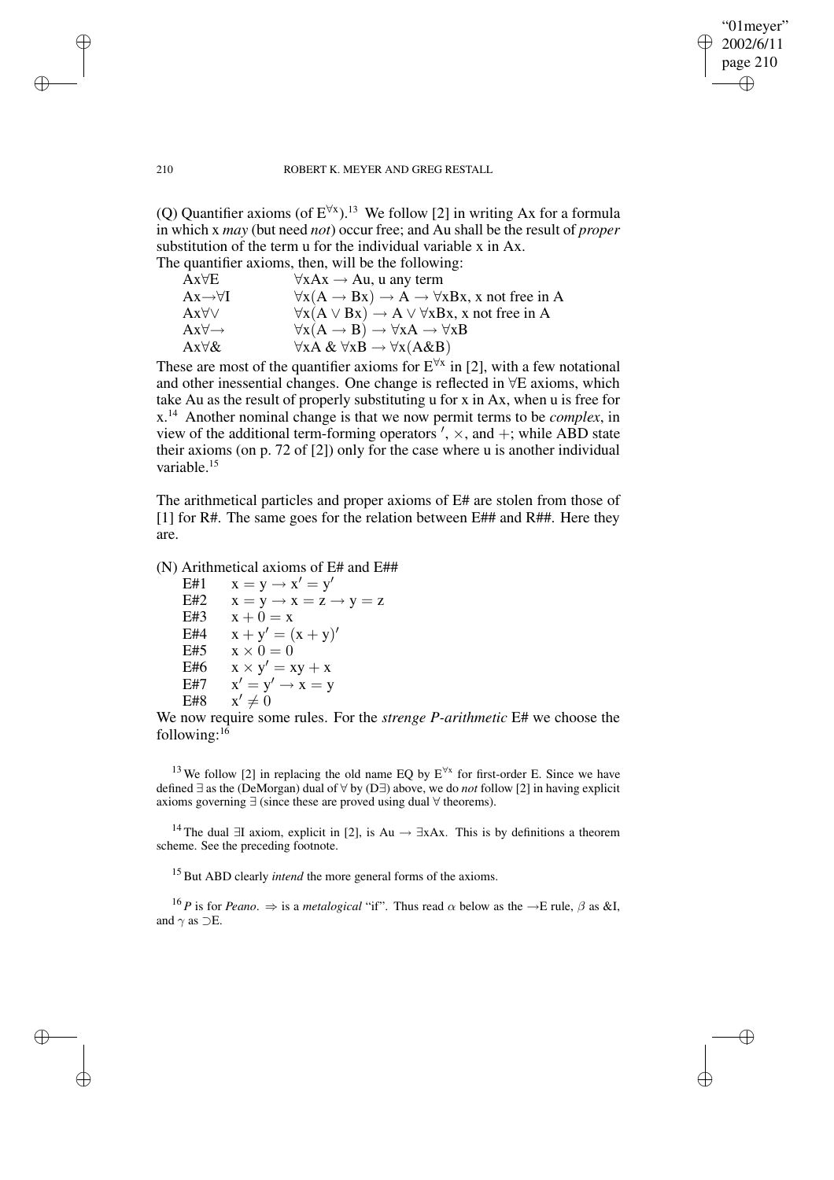(Q) Quantifier axioms (of $E^{\forall x}$).[13] We follow [2] in writing Ax for a formula in which x *may* (but need *not*) occur free; and Au shall be the result of *proper* substitution of the term u for the individual variable x in Ax.

The quantifier axioms, then, will be the following:

| | |
|---|---|
| Ax∀E | $\forall x Ax \rightarrow Au$, u any term |
| Ax→∀I | $\forall x(A \rightarrow Bx) \rightarrow A \rightarrow \forall x Bx$, x not free in A |
| Ax∀∨ | $\forall x(A \vee Bx) \rightarrow A \vee \forall x Bx$, x not free in A |
| Ax∀→ | $\forall x(A \rightarrow B) \rightarrow \forall x A \rightarrow \forall x B$ |
| Ax∀& | $\forall x A \ \& \ \forall x B \rightarrow \forall x(A \& B)$ |

These are most of the quantifier axioms for $E^{\forall x}$ in [2], with a few notational and other inessential changes. One change is reflected in ∀E axioms, which take Au as the result of properly substituting u for x in Ax, when u is free for x.[14] Another nominal change is that we now permit terms to be *complex*, in view of the additional term-forming operators $'$, $\times$, and $+$; while ABD state their axioms (on p. 72 of [2]) only for the case where u is another individual variable.[15]

The arithmetical particles and proper axioms of E# are stolen from those of [1] for R#. The same goes for the relation between E## and R##. Here they are.

(N) Arithmetical axioms of E# and E##

| | |
|---|---|
| E#1 | $x = y \rightarrow x' = y'$ |
| E#2 | $x = y \rightarrow x = z \rightarrow y = z$ |
| E#3 | $x + 0 = x$ |
| E#4 | $x + y' = (x + y)'$ |
| E#5 | $x \times 0 = 0$ |
| E#6 | $x \times y' = xy + x$ |
| E#7 | $x' = y' \rightarrow x = y$ |
| E#8 | $x' \neq 0$ |

We now require some rules. For the *strenge P-arithmetic* E# we choose the following:[16]

[13] We follow [2] in replacing the old name EQ by $E^{\forall x}$ for first-order E. Since we have defined ∃ as the (DeMorgan) dual of ∀ by (D∃) above, we do *not* follow [2] in having explicit axioms governing ∃ (since these are proved using dual ∀ theorems).

[14] The dual ∃I axiom, explicit in [2], is $Au \rightarrow \exists x Ax$. This is by definitions a theorem scheme. See the preceding footnote.

[15] But ABD clearly *intend* the more general forms of the axioms.

[16] *P* is for *Peano*. ⇒ is a *metalogical* "if". Thus read $\alpha$ below as the →E rule, $\beta$ as &I, and $\gamma$ as ⊃E.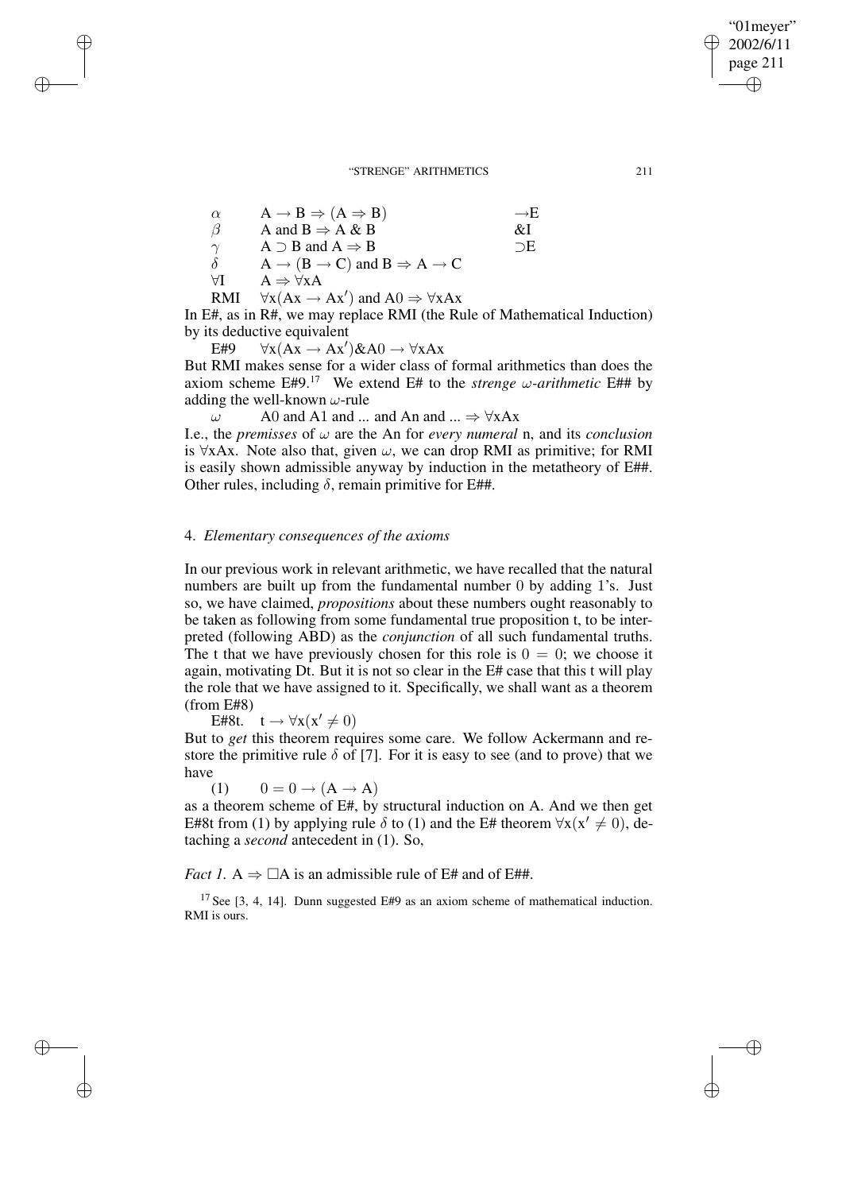| | | |
|---|---|---|
| $\alpha$ | $A \rightarrow B \Rightarrow (A \Rightarrow B)$ | $\rightarrow$E |
| $\beta$ | A and $B \Rightarrow A \,\&\, B$ | &I |
| $\gamma$ | $A \supset B$ and $A \Rightarrow B$ | $\supset$E |
| $\delta$ | $A \rightarrow (B \rightarrow C)$ and $B \Rightarrow A \rightarrow C$ | |
| $\forall$I | $A \Rightarrow \forall xA$ | |
| RMI | $\forall x(Ax \rightarrow Ax')$ and $A0 \Rightarrow \forall xAx$ | |

In E#, as in R#, we may replace RMI (the Rule of Mathematical Induction) by its deductive equivalent

E#9 $\quad \forall x(Ax \rightarrow Ax')\&A0 \rightarrow \forall xAx$

But RMI makes sense for a wider class of formal arithmetics than does the axiom scheme E#9.[17] We extend E# to the *strenge $\omega$-arithmetic* E## by adding the well-known $\omega$-rule

$\omega \quad$ A0 and A1 and ... and An and ... $\Rightarrow \forall xAx$

I.e., the *premisses* of $\omega$ are the An for *every numeral* n, and its *conclusion* is $\forall xAx$. Note also that, given $\omega$, we can drop RMI as primitive; for RMI is easily shown admissible anyway by induction in the metatheory of E##. Other rules, including $\delta$, remain primitive for E##.

## 4. *Elementary consequences of the axioms*

In our previous work in relevant arithmetic, we have recalled that the natural numbers are built up from the fundamental number 0 by adding 1's. Just so, we have claimed, *propositions* about these numbers ought reasonably to be taken as following from some fundamental true proposition t, to be interpreted (following ABD) as the *conjunction* of all such fundamental truths. The t that we have previously chosen for this role is $0 = 0$; we choose it again, motivating Dt. But it is not so clear in the E# case that this t will play the role that we have assigned to it. Specifically, we shall want as a theorem (from E#8)

E#8t. $\quad t \rightarrow \forall x(x' \neq 0)$

But to *get* this theorem requires some care. We follow Ackermann and restore the primitive rule $\delta$ of [7]. For it is easy to see (and to prove) that we have

(1) $\quad 0 = 0 \rightarrow (A \rightarrow A)$

as a theorem scheme of E#, by structural induction on A. And we then get E#8t from (1) by applying rule $\delta$ to (1) and the E# theorem $\forall x(x' \neq 0)$, detaching a *second* antecedent in (1). So,

*Fact 1.* $A \Rightarrow \Box A$ is an admissible rule of E# and of E##.

[17] See [3, 4, 14]. Dunn suggested E#9 as an axiom scheme of mathematical induction. RMI is ours.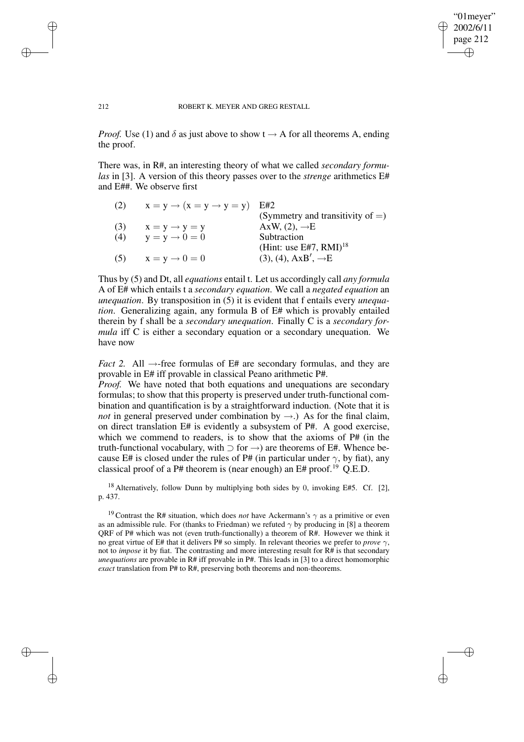*Proof.* Use (1) and $\delta$ as just above to show $t \to A$ for all theorems A, ending the proof.

There was, in R#, an interesting theory of what we called *secondary formulas* in [3]. A version of this theory passes over to the *strenge* arithmetics E# and E##. We observe first

| | | |
|---|---|---|
| (2) | $x = y \to (x = y \to y = y)$ | E#2 |
| | | (Symmetry and transitivity of $=$) |
| (3) | $x = y \to y = y$ | AxW, (2), $\to$E |
| (4) | $y = y \to 0 = 0$ | Subtraction |
| | | (Hint: use E#7, RMI)[18] |
| (5) | $x = y \to 0 = 0$ | (3), (4), AxB$'$, $\to$E |

Thus by (5) and Dt, all *equations* entail t. Let us accordingly call *any formula* A of E# which entails t a *secondary equation*. We call a *negated equation* an *unequation*. By transposition in (5) it is evident that f entails every *unequation*. Generalizing again, any formula B of E# which is provably entailed therein by f shall be a *secondary unequation*. Finally C is a *secondary formula* iff C is either a secondary equation or a secondary unequation. We have now

*Fact 2.* All $\to$-free formulas of E# are secondary formulas, and they are provable in E# iff provable in classical Peano arithmetic P#.

*Proof.* We have noted that both equations and unequations are secondary formulas; to show that this property is preserved under truth-functional combination and quantification is by a straightforward induction. (Note that it is *not* in general preserved under combination by $\to$.) As for the final claim, on direct translation E# is evidently a subsystem of P#. A good exercise, which we commend to readers, is to show that the axioms of P# (in the truth-functional vocabulary, with $\supset$ for $\to$) are theorems of E#. Whence because E# is closed under the rules of P# (in particular under $\gamma$, by fiat), any classical proof of a P# theorem is (near enough) an E# proof.[19] Q.E.D.

[18] Alternatively, follow Dunn by multiplying both sides by 0, invoking E#5. Cf. [2], p. 437.

[19] Contrast the R# situation, which does *not* have Ackermann's $\gamma$ as a primitive or even as an admissible rule. For (thanks to Friedman) we refuted $\gamma$ by producing in [8] a theorem QRF of P# which was not (even truth-functionally) a theorem of R#. However we think it no great virtue of E# that it delivers P# so simply. In relevant theories we prefer to *prove* $\gamma$, not to *impose* it by fiat. The contrasting and more interesting result for R# is that secondary *unequations* are provable in R# iff provable in P#. This leads in [3] to a direct homomorphic *exact* translation from P# to R#, preserving both theorems and non-theorems.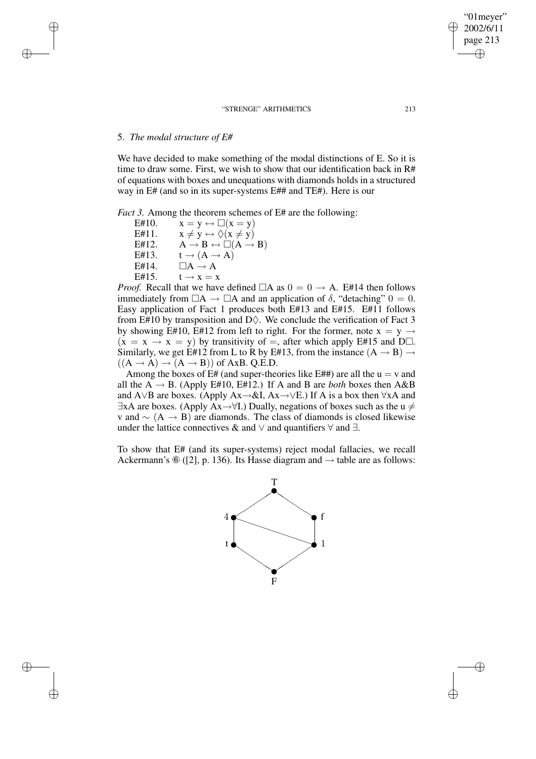## 5. *The modal structure of E#*

We have decided to make something of the modal distinctions of E. So it is time to draw some. First, we wish to show that our identification back in R# of equations with boxes and unequations with diamonds holds in a structured way in E# (and so in its super-systems E## and TE#). Here is our

*Fact 3.* Among the theorem schemes of E# are the following:

E#10. $x = y \leftrightarrow \Box(x = y)$

E#11. $x \neq y \leftrightarrow \Diamond(x \neq y)$

E#12. $A \to B \leftrightarrow \Box(A \to B)$

E#13. $t \to (A \to A)$

E#14. $\Box A \to A$

E#15. $t \to x = x$

*Proof.* Recall that we have defined $\Box A$ as $0 = 0 \to A$. E#14 then follows immediately from $\Box A \to \Box A$ and an application of $\delta$, "detaching" $0 = 0$. Easy application of Fact 1 produces both E#13 and E#15. E#11 follows from E#10 by transposition and D$\Diamond$. We conclude the verification of Fact 3 by showing E#10, E#12 from left to right. For the former, note $x = y \to (x = x \to x = y)$ by transitivity of $=$, after which apply E#15 and D$\Box$. Similarly, we get E#12 from L to R by E#13, from the instance $(A \to B) \to ((A \to A) \to (A \to B))$ of AxB. Q.E.D.

Among the boxes of E# (and super-theories like E##) are all the $u = v$ and all the $A \to B$. (Apply E#10, E#12.) If A and B are *both* boxes then A&B and A$\lor$B are boxes. (Apply Ax$\to$&I, Ax$\to\lor$E.) If A is a box then $\forall$xA and $\exists$xA are boxes. (Apply Ax$\to\forall$I.) Dually, negations of boxes such as the $u \neq v$ and $\sim(A \to B)$ are diamonds. The class of diamonds is closed likewise under the lattice connectives & and $\lor$ and quantifiers $\forall$ and $\exists$.

To show that E# (and its super-systems) reject modal fallacies, we recall Ackermann's ⑥ ([2], p. 136). Its Hasse diagram and $\to$ table are as follows:

T

4 f

t 1

F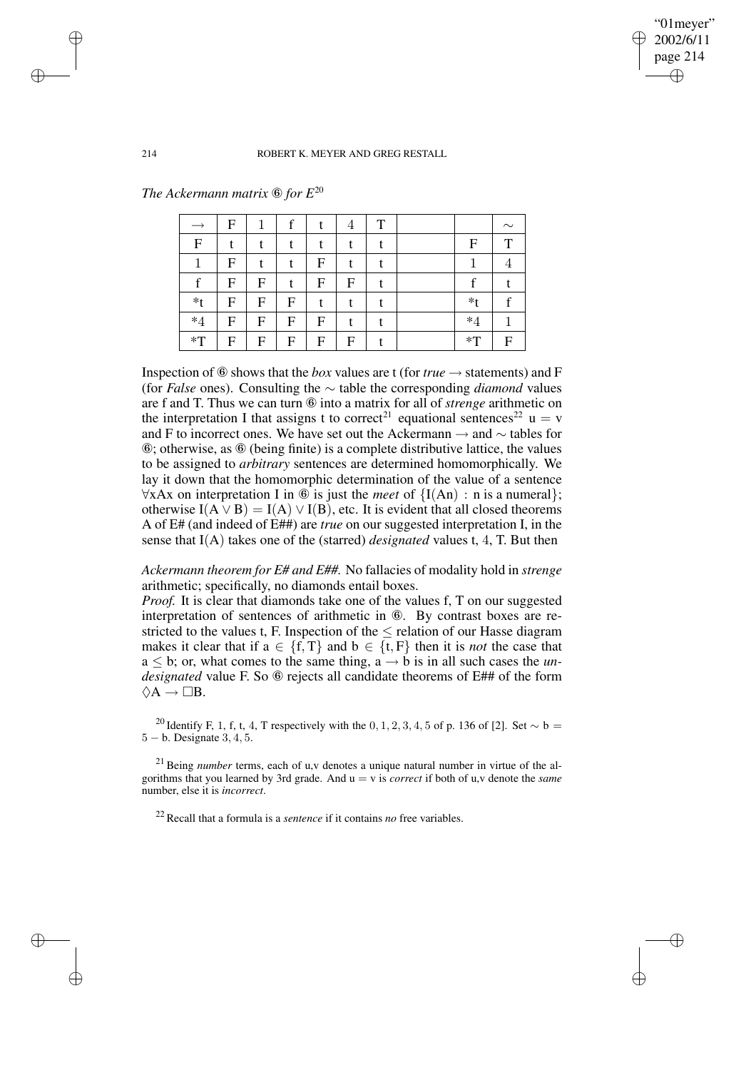*The Ackermann matrix ⑥ for E*[20]

| $\rightarrow$ | F | 1 | f | t | 4 | T | | | $\sim$ |
|---|---|---|---|---|---|---|---|---|---|
| F | t | t | t | t | t | t | | F | T |
| 1 | F | t | t | F | t | t | | 1 | 4 |
| f | F | F | t | F | F | t | | f | t |
| *t | F | F | F | t | t | t | | *t | f |
| *4 | F | F | F | F | t | t | | *4 | 1 |
| *T | F | F | F | F | F | t | | *T | F |

Inspection of ⑥ shows that the *box* values are t (for *true* $\rightarrow$ statements) and F (for *False* ones). Consulting the $\sim$ table the corresponding *diamond* values are f and T. Thus we can turn ⑥ into a matrix for all of *strenge* arithmetic on the interpretation I that assigns t to correct[21] equational sentences[22] $u = v$ and F to incorrect ones. We have set out the Ackermann $\rightarrow$ and $\sim$ tables for ⑥; otherwise, as ⑥ (being finite) is a complete distributive lattice, the values to be assigned to *arbitrary* sentences are determined homomorphically. We lay it down that the homomorphic determination of the value of a sentence $\forall x Ax$ on interpretation I in ⑥ is just the *meet* of $\{I(An) : n \text{ is a numeral}\}$; otherwise $I(A \vee B) = I(A) \vee I(B)$, etc. It is evident that all closed theorems A of E# (and indeed of E##) are *true* on our suggested interpretation I, in the sense that I(A) takes one of the (starred) *designated* values t, 4, T. But then

*Ackermann theorem for E# and E##.* No fallacies of modality hold in *strenge* arithmetic; specifically, no diamonds entail boxes.

*Proof.* It is clear that diamonds take one of the values f, T on our suggested interpretation of sentences of arithmetic in ⑥. By contrast boxes are restricted to the values t, F. Inspection of the $\leq$ relation of our Hasse diagram makes it clear that if $a \in \{f, T\}$ and $b \in \{t, F\}$ then it is *not* the case that $a \leq b$; or, what comes to the same thing, $a \rightarrow b$ is in all such cases the *undesignated* value F. So ⑥ rejects all candidate theorems of E## of the form $\Diamond A \rightarrow \Box B$.

[20] Identify F, 1, f, t, 4, T respectively with the 0, 1, 2, 3, 4, 5 of p. 136 of [2]. Set $\sim b = 5 - b$. Designate 3, 4, 5.

[21] Being *number* terms, each of u,v denotes a unique natural number in virtue of the algorithms that you learned by 3rd grade. And $u = v$ is *correct* if both of u,v denote the *same* number, else it is *incorrect*.

[22] Recall that a formula is a *sentence* if it contains *no* free variables.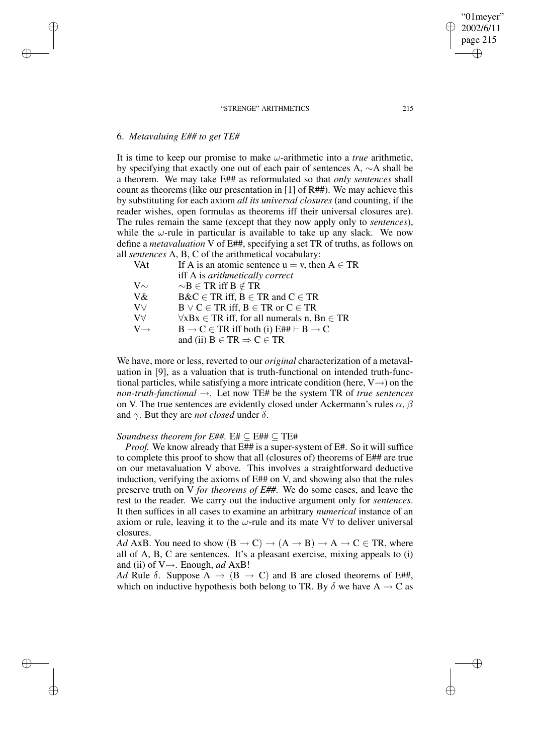## 6. *Metavaluing E## to get TE#*

It is time to keep our promise to make $\omega$-arithmetic into a *true* arithmetic, by specifying that exactly one out of each pair of sentences A, $\sim$A shall be a theorem. We may take E## as reformulated so that *only sentences* shall count as theorems (like our presentation in [1] of R##). We may achieve this by substituting for each axiom *all its universal closures* (and counting, if the reader wishes, open formulas as theorems iff their universal closures are). The rules remain the same (except that they now apply only to *sentences*), while the $\omega$-rule in particular is available to take up any slack. We now define a *metavaluation* V of E##, specifying a set TR of truths, as follows on all *sentences* A, B, C of the arithmetical vocabulary:

| | |
|---|---|
| VAt | If A is an atomic sentence $u = v$, then $A \in TR$ iff A is *arithmetically correct* |
| V$\sim$ | $\sim B \in TR$ iff $B \notin TR$ |
| V& | $B \& C \in TR$ iff, $B \in TR$ and $C \in TR$ |
| V$\vee$ | $B \vee C \in TR$ iff, $B \in TR$ or $C \in TR$ |
| V$\forall$ | $\forall xBx \in TR$ iff, for all numerals n, $Bn \in TR$ |
| V$\rightarrow$ | $B \rightarrow C \in TR$ iff both (i) E## $\vdash B \rightarrow C$ and (ii) $B \in TR \Rightarrow C \in TR$ |

We have, more or less, reverted to our *original* characterization of a metavaluation in [9], as a valuation that is truth-functional on intended truth-functional particles, while satisfying a more intricate condition (here, V$\rightarrow$) on the *non-truth-functional* $\rightarrow$. Let now TE# be the system TR of *true sentences* on V. The true sentences are evidently closed under Ackermann's rules $\alpha$, $\beta$ and $\gamma$. But they are *not closed* under $\delta$.

*Soundness theorem for E##.* E# $\subseteq$ E## $\subseteq$ TE#

*Proof.* We know already that E## is a super-system of E#. So it will suffice to complete this proof to show that all (closures of) theorems of E## are true on our metavaluation V above. This involves a straightforward deductive induction, verifying the axioms of E## on V, and showing also that the rules preserve truth on V *for theorems of E##*. We do some cases, and leave the rest to the reader. We carry out the inductive argument only for *sentences*. It then suffices in all cases to examine an arbitrary *numerical* instance of an axiom or rule, leaving it to the $\omega$-rule and its mate V$\forall$ to deliver universal closures.

*Ad* AxB. You need to show $(B \rightarrow C) \rightarrow (A \rightarrow B) \rightarrow A \rightarrow C \in TR$, where all of A, B, C are sentences. It's a pleasant exercise, mixing appeals to (i) and (ii) of V$\rightarrow$. Enough, *ad* AxB!

*Ad* Rule $\delta$. Suppose $A \rightarrow (B \rightarrow C)$ and B are closed theorems of E##, which on inductive hypothesis both belong to TR. By $\delta$ we have $A \rightarrow C$ as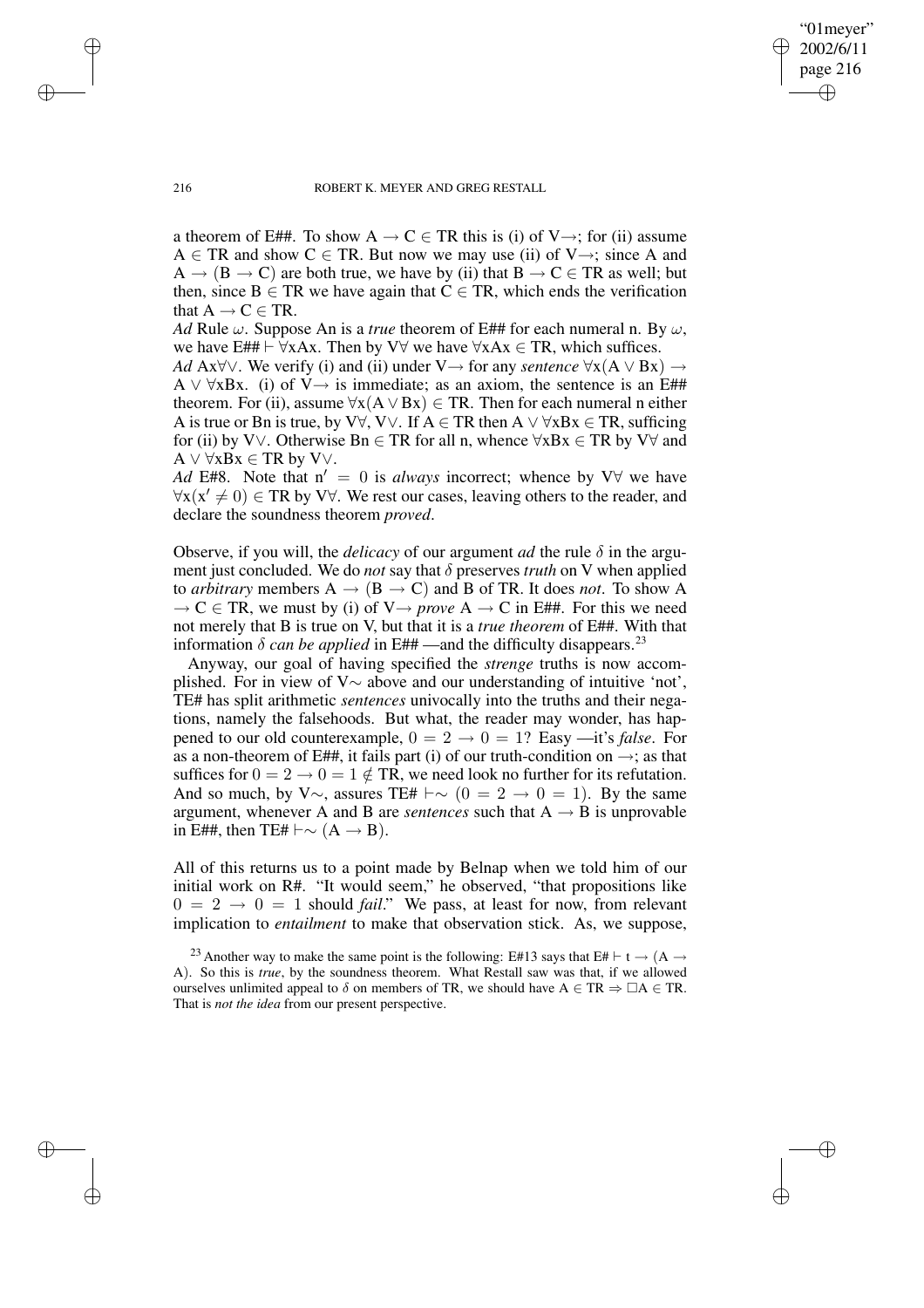a theorem of E##. To show $A \rightarrow C \in TR$ this is (i) of $V\rightarrow$; for (ii) assume $A \in TR$ and show $C \in TR$. But now we may use (ii) of $V\rightarrow$; since A and $A \rightarrow (B \rightarrow C)$ are both true, we have by (ii) that $B \rightarrow C \in TR$ as well; but then, since $B \in TR$ we have again that $C \in TR$, which ends the verification that $A \rightarrow C \in TR$.

*Ad* Rule $\omega$. Suppose An is a *true* theorem of E## for each numeral n. By $\omega$, we have $E\#\# \vdash \forall xAx$. Then by $V\forall$ we have $\forall xAx \in TR$, which suffices.

*Ad* $Ax\forall\vee$. We verify (i) and (ii) under $V\rightarrow$ for any *sentence* $\forall x(A \vee Bx) \rightarrow A \vee \forall xBx$. (i) of $V\rightarrow$ is immediate; as an axiom, the sentence is an E## theorem. For (ii), assume $\forall x(A \vee Bx) \in TR$. Then for each numeral n either A is true or Bn is true, by $V\forall$, $V\vee$. If $A \in TR$ then $A \vee \forall xBx \in TR$, sufficing for (ii) by $V\vee$. Otherwise $Bn \in TR$ for all n, whence $\forall xBx \in TR$ by $V\forall$ and $A \vee \forall xBx \in TR$ by $V\vee$.

*Ad* E#8. Note that $n' = 0$ is *always* incorrect; whence by $V\forall$ we have $\forall x(x' \neq 0) \in TR$ by $V\forall$. We rest our cases, leaving others to the reader, and declare the soundness theorem *proved*.

Observe, if you will, the *delicacy* of our argument *ad* the rule $\delta$ in the argument just concluded. We do *not* say that $\delta$ preserves *truth* on V when applied to *arbitrary* members $A \rightarrow (B \rightarrow C)$ and B of TR. It does *not*. To show $A \rightarrow C \in TR$, we must by (i) of $V\rightarrow$ *prove* $A \rightarrow C$ in E##. For this we need not merely that B is true on V, but that it is a *true theorem* of E##. With that information $\delta$ *can be applied* in E## —and the difficulty disappears.[23]

Anyway, our goal of having specified the *strenge* truths is now accomplished. For in view of $V\sim$ above and our understanding of intuitive 'not', TE# has split arithmetic *sentences* univocally into the truths and their negations, namely the falsehoods. But what, the reader may wonder, has happened to our old counterexample, $0 = 2 \rightarrow 0 = 1$? Easy —it's *false*. For as a non-theorem of E##, it fails part (i) of our truth-condition on $\rightarrow$; as that suffices for $0 = 2 \rightarrow 0 = 1 \notin TR$, we need look no further for its refutation. And so much, by $V\sim$, assures $TE\# \vdash \sim (0 = 2 \rightarrow 0 = 1)$. By the same argument, whenever A and B are *sentences* such that $A \rightarrow B$ is unprovable in E##, then $TE\# \vdash \sim (A \rightarrow B)$.

All of this returns us to a point made by Belnap when we told him of our initial work on R#. "It would seem," he observed, "that propositions like $0 = 2 \rightarrow 0 = 1$ should *fail*." We pass, at least for now, from relevant implication to *entailment* to make that observation stick. As, we suppose,

[23] Another way to make the same point is the following: E#13 says that $E\# \vdash t \rightarrow (A \rightarrow A)$. So this is *true*, by the soundness theorem. What Restall saw was that, if we allowed ourselves unlimited appeal to $\delta$ on members of TR, we should have $A \in TR \Rightarrow \Box A \in TR$. That is *not the idea* from our present perspective.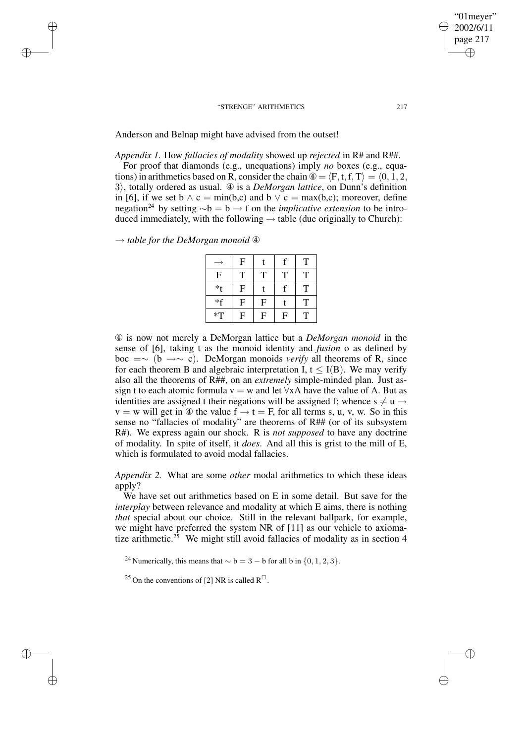Anderson and Belnap might have advised from the outset!

*Appendix 1.* How *fallacies of modality* showed up *rejected* in R# and R##.

For proof that diamonds (e.g., unequations) imply *no* boxes (e.g., equations) in arithmetics based on R, consider the chain ④ $= \langle F, t, f, T\rangle = \langle 0, 1, 2, 3\rangle$, totally ordered as usual. ④ is a *DeMorgan lattice*, on Dunn's definition in [6], if we set $b \wedge c = \min(b,c)$ and $b \vee c = \max(b,c)$; moreover, define negation[24] by setting $\sim b = b \to f$ on the *implicative extension* to be introduced immediately, with the following $\to$ table (due originally to Church):

*$\to$ table for the DeMorgan monoid ④*

| $\to$ | F | t | f | T |
|---|---|---|---|---|
| F | T | T | T | T |
| *t | F | t | f | T |
| *f | F | F | t | T |
| *T | F | F | F | T |

④ is now not merely a DeMorgan lattice but a *DeMorgan monoid* in the sense of [6], taking t as the monoid identity and *fusion* o as defined by $b \circ c = \sim (b \to \sim c)$. DeMorgan monoids *verify* all theorems of R, since for each theorem B and algebraic interpretation I, $t \leq I(B)$. We may verify also all the theorems of R##, on an *extremely* simple-minded plan. Just assign t to each atomic formula $v = w$ and let $\forall xA$ have the value of A. But as identities are assigned t their negations will be assigned f; whence $s \neq u \to v = w$ will get in ④ the value $f \to t = F$, for all terms s, u, v, w. So in this sense no "fallacies of modality" are theorems of R## (or of its subsystem R#). We express again our shock. R is *not supposed* to have any doctrine of modality. In spite of itself, it *does*. And all this is grist to the mill of E, which is formulated to avoid modal fallacies.

*Appendix 2.* What are some *other* modal arithmetics to which these ideas apply?

We have set out arithmetics based on E in some detail. But save for the *interplay* between relevance and modality at which E aims, there is nothing *that* special about our choice. Still in the relevant ballpark, for example, we might have preferred the system NR of [11] as our vehicle to axiomatize arithmetic.[25] We might still avoid fallacies of modality as in section 4

[24] Numerically, this means that $\sim b = 3 - b$ for all b in $\{0, 1, 2, 3\}$.

[25] On the conventions of [2] NR is called $R^{\Box}$.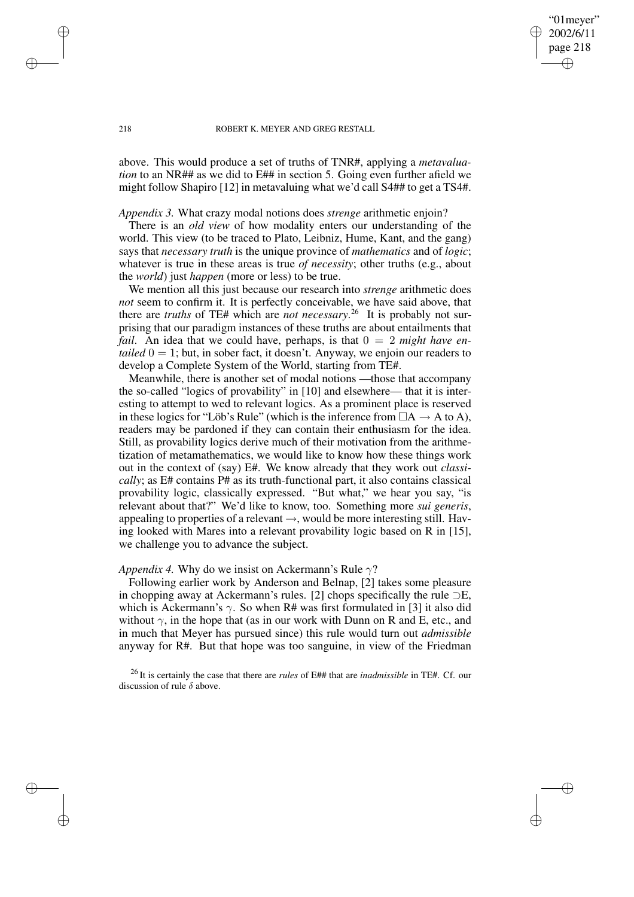above. This would produce a set of truths of TNR#, applying a *metavaluation* to an NR## as we did to E## in section 5. Going even further afield we might follow Shapiro [12] in metavaluing what we'd call S4## to get a TS4#.

*Appendix 3.* What crazy modal notions does *strenge* arithmetic enjoin?

There is an *old view* of how modality enters our understanding of the world. This view (to be traced to Plato, Leibniz, Hume, Kant, and the gang) says that *necessary truth* is the unique province of *mathematics* and of *logic*; whatever is true in these areas is true *of necessity*; other truths (e.g., about the *world*) just *happen* (more or less) to be true.

We mention all this just because our research into *strenge* arithmetic does *not* seem to confirm it. It is perfectly conceivable, we have said above, that there are *truths* of TE# which are *not necessary*.[26] It is probably not surprising that our paradigm instances of these truths are about entailments that *fail*. An idea that we could have, perhaps, is that $0 = 2$ *might have entailed* $0 = 1$; but, in sober fact, it doesn't. Anyway, we enjoin our readers to develop a Complete System of the World, starting from TE#.

Meanwhile, there is another set of modal notions —those that accompany the so-called "logics of provability" in [10] and elsewhere— that it is interesting to attempt to wed to relevant logics. As a prominent place is reserved in these logics for "Löb's Rule" (which is the inference from $\Box A \rightarrow A$ to A), readers may be pardoned if they can contain their enthusiasm for the idea. Still, as provability logics derive much of their motivation from the arithmetization of metamathematics, we would like to know how these things work out in the context of (say) E#. We know already that they work out *classically*; as E# contains P# as its truth-functional part, it also contains classical provability logic, classically expressed. "But what," we hear you say, "is relevant about that?" We'd like to know, too. Something more *sui generis*, appealing to properties of a relevant $\rightarrow$, would be more interesting still. Having looked with Mares into a relevant provability logic based on R in [15], we challenge you to advance the subject.

*Appendix 4.* Why do we insist on Ackermann's Rule $\gamma$?

Following earlier work by Anderson and Belnap, [2] takes some pleasure in chopping away at Ackermann's rules. [2] chops specifically the rule $\supset$E, which is Ackermann's $\gamma$. So when R# was first formulated in [3] it also did without $\gamma$, in the hope that (as in our work with Dunn on R and E, etc., and in much that Meyer has pursued since) this rule would turn out *admissible* anyway for R#. But that hope was too sanguine, in view of the Friedman

[26] It is certainly the case that there are *rules* of E## that are *inadmissible* in TE#. Cf. our discussion of rule $\delta$ above.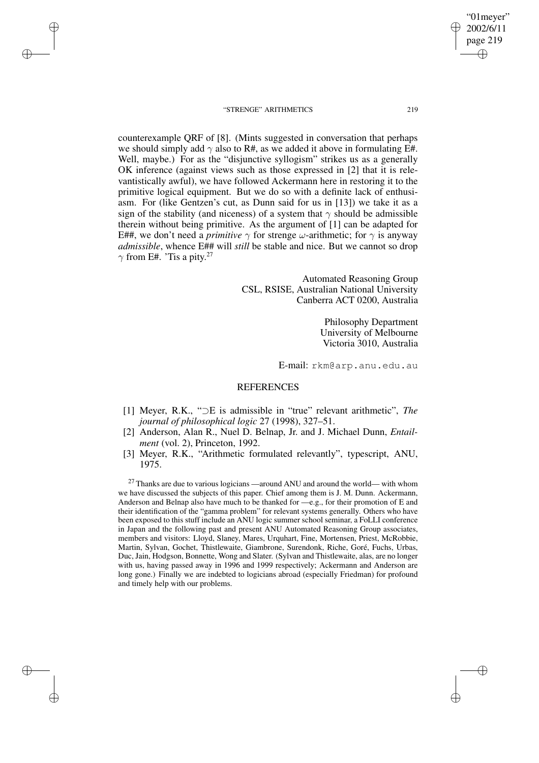counterexample QRF of [8]. (Mints suggested in conversation that perhaps we should simply add $\gamma$ also to R#, as we added it above in formulating E#. Well, maybe.) For as the "disjunctive syllogism" strikes us as a generally OK inference (against views such as those expressed in [2] that it is relevantistically awful), we have followed Ackermann here in restoring it to the primitive logical equipment. But we do so with a definite lack of enthusiasm. For (like Gentzen's cut, as Dunn said for us in [13]) we take it as a sign of the stability (and niceness) of a system that $\gamma$ should be admissible therein without being primitive. As the argument of [1] can be adapted for E##, we don't need a *primitive* $\gamma$ for strenge $\omega$-arithmetic; for $\gamma$ is anyway *admissible*, whence E## will *still* be stable and nice. But we cannot so drop $\gamma$ from E#. 'Tis a pity.[27]

Automated Reasoning Group
CSL, RSISE, Australian National University
Canberra ACT 0200, Australia

Philosophy Department
University of Melbourne
Victoria 3010, Australia

E-mail: rkm@arp.anu.edu.au

## REFERENCES

[1] Meyer, R.K., "$\supset$E is admissible in "true" relevant arithmetic", *The journal of philosophical logic* 27 (1998), 327–51.

[2] Anderson, Alan R., Nuel D. Belnap, Jr. and J. Michael Dunn, *Entailment* (vol. 2), Princeton, 1992.

[3] Meyer, R.K., "Arithmetic formulated relevantly", typescript, ANU, 1975.

[27] Thanks are due to various logicians —around ANU and around the world— with whom we have discussed the subjects of this paper. Chief among them is J. M. Dunn. Ackermann, Anderson and Belnap also have much to be thanked for —e.g., for their promotion of E and their identification of the "gamma problem" for relevant systems generally. Others who have been exposed to this stuff include an ANU logic summer school seminar, a FoLLI conference in Japan and the following past and present ANU Automated Reasoning Group associates, members and visitors: Lloyd, Slaney, Mares, Urquhart, Fine, Mortensen, Priest, McRobbie, Martin, Sylvan, Gochet, Thistlewaite, Giambrone, Surendonk, Riche, Goré, Fuchs, Urbas, Duc, Jain, Hodgson, Bonnette, Wong and Slater. (Sylvan and Thistlewaite, alas, are no longer with us, having passed away in 1996 and 1999 respectively; Ackermann and Anderson are long gone.) Finally we are indebted to logicians abroad (especially Friedman) for profound and timely help with our problems.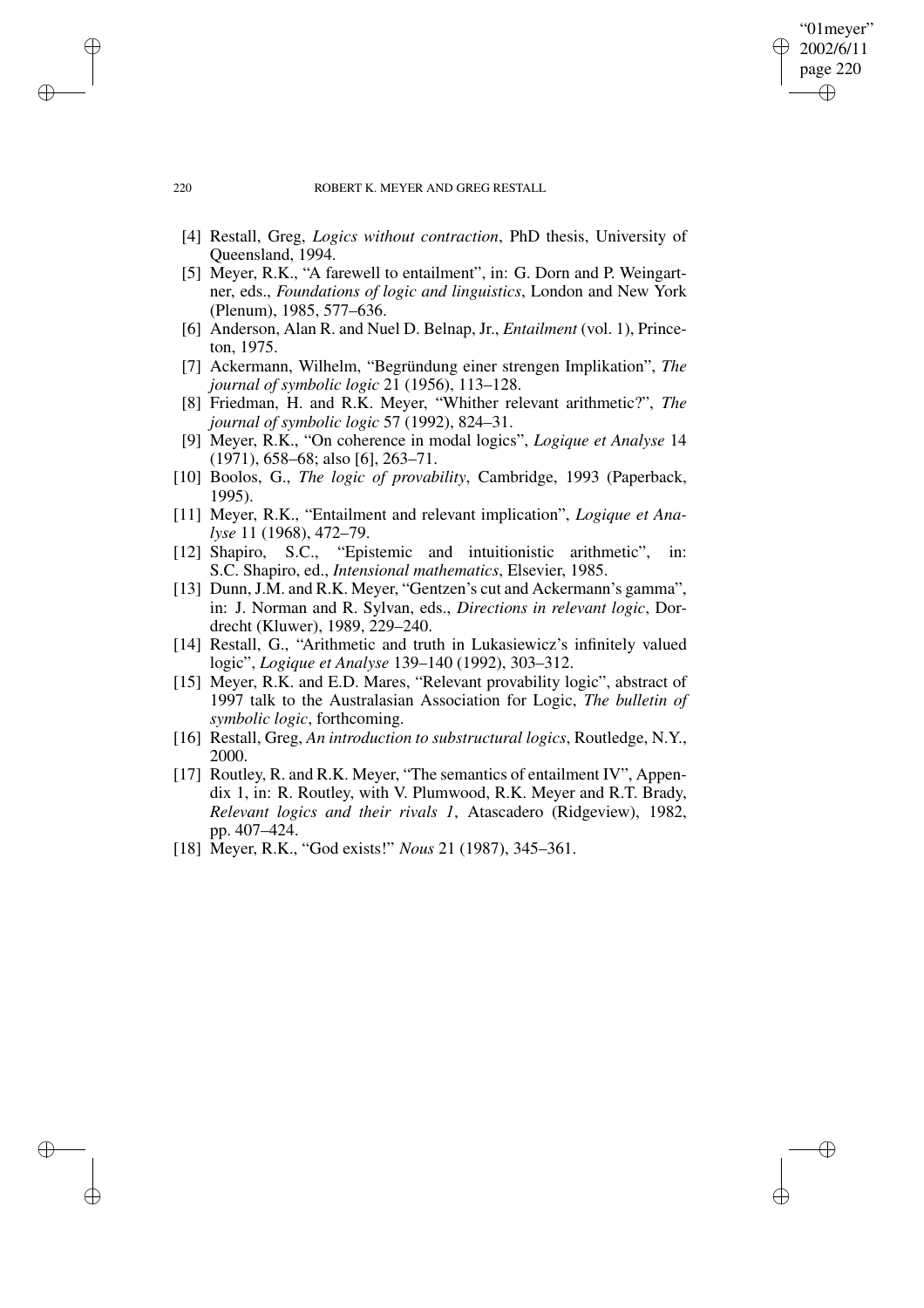[4] Restall, Greg, *Logics without contraction*, PhD thesis, University of Queensland, 1994.

[5] Meyer, R.K., "A farewell to entailment", in: G. Dorn and P. Weingartner, eds., *Foundations of logic and linguistics*, London and New York (Plenum), 1985, 577–636.

[6] Anderson, Alan R. and Nuel D. Belnap, Jr., *Entailment* (vol. 1), Princeton, 1975.

[7] Ackermann, Wilhelm, "Begründung einer strengen Implikation", *The journal of symbolic logic* 21 (1956), 113–128.

[8] Friedman, H. and R.K. Meyer, "Whither relevant arithmetic?", *The journal of symbolic logic* 57 (1992), 824–31.

[9] Meyer, R.K., "On coherence in modal logics", *Logique et Analyse* 14 (1971), 658–68; also [6], 263–71.

[10] Boolos, G., *The logic of provability*, Cambridge, 1993 (Paperback, 1995).

[11] Meyer, R.K., "Entailment and relevant implication", *Logique et Analyse* 11 (1968), 472–79.

[12] Shapiro, S.C., "Epistemic and intuitionistic arithmetic", in: S.C. Shapiro, ed., *Intensional mathematics*, Elsevier, 1985.

[13] Dunn, J.M. and R.K. Meyer, "Gentzen's cut and Ackermann's gamma", in: J. Norman and R. Sylvan, eds., *Directions in relevant logic*, Dordrecht (Kluwer), 1989, 229–240.

[14] Restall, G., "Arithmetic and truth in Lukasiewicz's infinitely valued logic", *Logique et Analyse* 139–140 (1992), 303–312.

[15] Meyer, R.K. and E.D. Mares, "Relevant provability logic", abstract of 1997 talk to the Australasian Association for Logic, *The bulletin of symbolic logic*, forthcoming.

[16] Restall, Greg, *An introduction to substructural logics*, Routledge, N.Y., 2000.

[17] Routley, R. and R.K. Meyer, "The semantics of entailment IV", Appendix 1, in: R. Routley, with V. Plumwood, R.K. Meyer and R.T. Brady, *Relevant logics and their rivals 1*, Atascadero (Ridgeview), 1982, pp. 407–424.

[18] Meyer, R.K., "God exists!" *Nous* 21 (1987), 345–361.